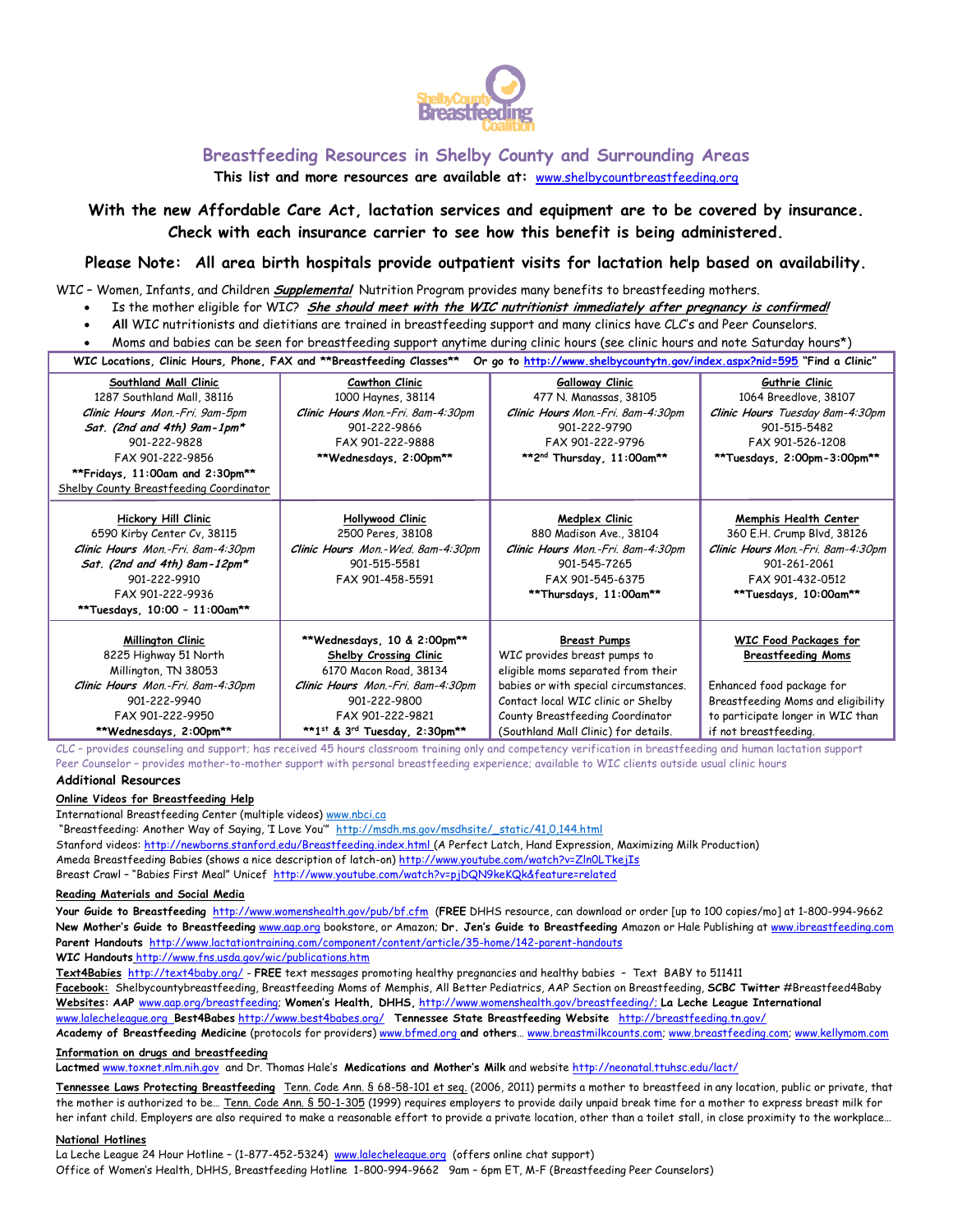# Breastfeeding Resources in Shelby County and Surrounding Areas

**This list and more resources are available at:** www.shelbycountbreastfeeding.org

**With the new Affordable Care Act, lactation services and equipment are to be covered by insurance. Check with each insurance carrier to see how this benefit is being administered.**

**Please Note: All area birth hospitals provide outpatient visits for lactation help based on availability.**

WIC – Women, Infants, and Children ***Supplemental*** Nutrition Program provides many benefits to breastfeeding mothers.

- Is the mother eligible for WIC? ***She should meet with the WIC nutritionist immediately after pregnancy is confirmed!***
- **All** WIC nutritionists and dietitians are trained in breastfeeding support and many clinics have CLC's and Peer Counselors.
- Moms and babies can be seen for breastfeeding support anytime during clinic hours (see clinic hours and note Saturday hours*)

**WIC Locations, Clinic Hours, Phone, FAX and \*\*Breastfeeding Classes\*\*** Or go to http://www.shelbycountytn.gov/index.aspx?nid=595 "Find a Clinic"

| | | | |
|---|---|---|---|
| **Southland Mall Clinic**<br>1287 Southland Mall, 38116<br>*Clinic Hours Mon.-Fri. 9am-5pm*<br>***Sat. (2nd and 4th) 9am-1pm\****<br>901-222-9828<br>FAX 901-222-9856<br>**\*\*Fridays, 11:00am and 2:30pm\*\***<br>Shelby County Breastfeeding Coordinator | **Cawthon Clinic**<br>1000 Haynes, 38114<br>*Clinic Hours Mon.-Fri. 8am-4:30pm*<br>901-222-9866<br>FAX 901-222-9888<br>**\*\*Wednesdays, 2:00pm\*\*** | **Galloway Clinic**<br>477 N. Manassas, 38105<br>*Clinic Hours Mon.-Fri. 8am-4:30pm*<br>901-222-9790<br>FAX 901-222-9796<br>**\*\*2nd Thursday, 11:00am\*\*** | **Guthrie Clinic**<br>1064 Breedlove, 38107<br>*Clinic Hours Tuesday 8am-4:30pm*<br>901-515-5482<br>FAX 901-526-1208<br>**\*\*Tuesdays, 2:00pm-3:00pm\*\*** |
| **Hickory Hill Clinic**<br>6590 Kirby Center Cv, 38115<br>*Clinic Hours Mon.-Fri. 8am-4:30pm*<br>***Sat. (2nd and 4th) 8am-12pm\****<br>901-222-9910<br>FAX 901-222-9936<br>**\*\*Tuesdays, 10:00 – 11:00am\*\*** | **Hollywood Clinic**<br>2500 Peres, 38108<br>*Clinic Hours Mon.-Wed. 8am-4:30pm*<br>901-515-5581<br>FAX 901-458-5591 | **Medplex Clinic**<br>880 Madison Ave., 38104<br>*Clinic Hours Mon.-Fri. 8am-4:30pm*<br>901-545-7265<br>FAX 901-545-6375<br>**\*\*Thursdays, 11:00am\*\*** | **Memphis Health Center**<br>360 E.H. Crump Blvd, 38126<br>*Clinic Hours Mon.-Fri. 8am-4:30pm*<br>901-261-2061<br>FAX 901-432-0512<br>**\*\*Tuesdays, 10:00am\*\*** |
| **Millington Clinic**<br>8225 Highway 51 North<br>Millington, TN 38053<br>*Clinic Hours Mon.-Fri. 8am-4:30pm*<br>901-222-9940<br>FAX 901-222-9950<br>**\*\*Wednesdays, 2:00pm\*\*** | **\*\*Wednesdays, 10 & 2:00pm\*\***<br>**Shelby Crossing Clinic**<br>6170 Macon Road, 38134<br>*Clinic Hours Mon.-Fri. 8am-4:30pm*<br>901-222-9800<br>FAX 901-222-9821<br>**\*\*1st & 3rd Tuesday, 2:30pm\*\*** | **Breast Pumps**<br>WIC provides breast pumps to eligible moms separated from their babies or with special circumstances. Contact local WIC clinic or Shelby County Breastfeeding Coordinator (Southland Mall Clinic) for details. | **WIC Food Packages for Breastfeeding Moms**<br><br>Enhanced food package for Breastfeeding Moms and eligibility to participate longer in WIC than if not breastfeeding. |

CLC – provides counseling and support; has received 45 hours classroom training only and competency verification in breastfeeding and human lactation support
Peer Counselor – provides mother-to-mother support with personal breastfeeding experience; available to WIC clients outside usual clinic hours

## Additional Resources

**Online Videos for Breastfeeding Help**

International Breastfeeding Center (multiple videos) www.nbci.ca
"Breastfeeding: Another Way of Saying, 'I Love You'" http://msdh.ms.gov/msdhsite/_static/41,0,144.html
Stanford videos: http://newborns.stanford.edu/Breastfeeding.index.html (A Perfect Latch, Hand Expression, Maximizing Milk Production)
Ameda Breastfeeding Babies (shows a nice description of latch-on) http://www.youtube.com/watch?v=Zln0LTkejIs
Breast Crawl – "Babies First Meal" Unicef http://www.youtube.com/watch?v=pjDQN9keKQk&feature=related

**Reading Materials and Social Media**

**Your Guide to Breastfeeding** http://www.womenshealth.gov/pub/bf.cfm (**FREE** DHHS resource, can download or order [up to 100 copies/mo] at 1-800-994-9662
**New Mother's Guide to Breastfeeding** www.aap.org bookstore, or Amazon; **Dr. Jen's Guide to Breastfeeding** Amazon or Hale Publishing at www.ibreastfeeding.com
**Parent Handouts** http://www.lactationtraining.com/component/content/article/35-home/142-parent-handouts
**WIC Handouts** http://www.fns.usda.gov/wic/publications.htm
**Text4Babies** http://text4baby.org/ - **FREE** text messages promoting healthy pregnancies and healthy babies – Text BABY to 511411
**Facebook:** Shelbycountybreastfeeding, Breastfeeding Moms of Memphis, All Better Pediatrics, AAP Section on Breastfeeding, **SCBC Twitter** #Breastfeed4Baby
**Websites: AAP** www.aap.org/breastfeeding; **Women's Health, DHHS,** http://www.womenshealth.gov/breastfeeding/; **La Leche League International** www.lalecheleague.org **Best4Babes** http://www.best4babes.org/ **Tennessee State Breastfeeding Website** http://breastfeeding.tn.gov/
**Academy of Breastfeeding Medicine** (protocols for providers) www.bfmed.org **and others**… www.breastmilkcounts.com; www.breastfeeding.com; www.kellymom.com

**Information on drugs and breastfeeding**

**Lactmed** www.toxnet.nlm.nih.gov and Dr. Thomas Hale's **Medications and Mother's Milk** and website http://neonatal.ttuhsc.edu/lact/

**Tennessee Laws Protecting Breastfeeding** Tenn. Code Ann. § 68-58-101 et seq. (2006, 2011) permits a mother to breastfeed in any location, public or private, that the mother is authorized to be… Tenn. Code Ann. § 50-1-305 (1999) requires employers to provide daily unpaid break time for a mother to express breast milk for her infant child. Employers are also required to make a reasonable effort to provide a private location, other than a toilet stall, in close proximity to the workplace…

**National Hotlines**

La Leche League 24 Hour Hotline – (1-877-452-5324) www.lalecheleague.org (offers online chat support)
Office of Women's Health, DHHS, Breastfeeding Hotline 1-800-994-9662 9am – 6pm ET, M-F (Breastfeeding Peer Counselors)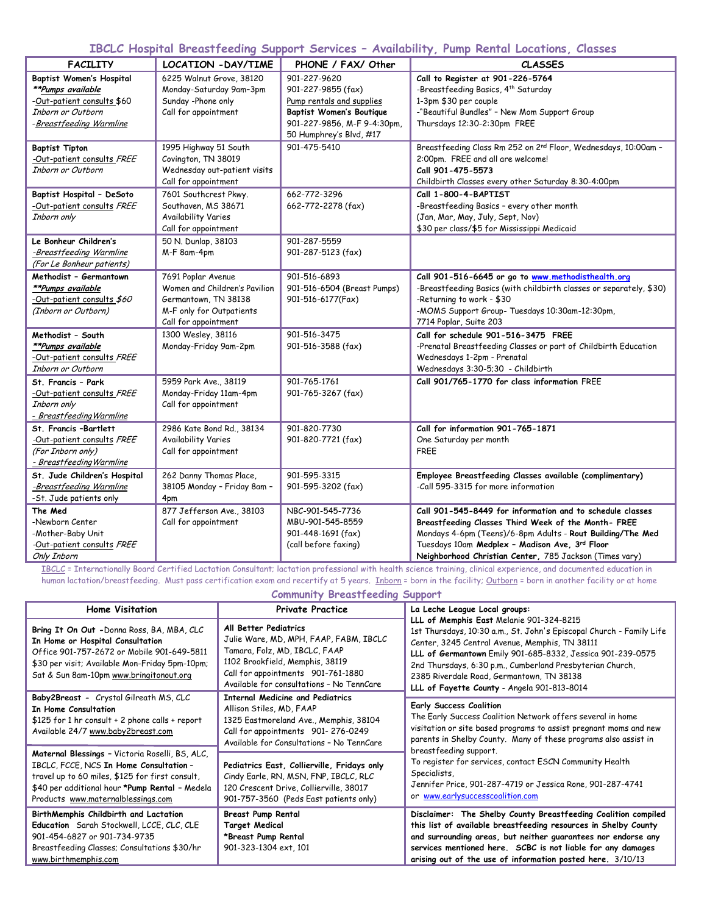## IBCLC Hospital Breastfeeding Support Services – Availability, Pump Rental Locations, Classes

| FACILITY | LOCATION -DAY/TIME | PHONE / FAX/ Other | CLASSES |
|---|---|---|---|
| **Baptist Women's Hospital**<br>***\*\*Pumps available***<br>-Out-patient consults $60<br>*Inborn or Outborn*<br>-*Breastfeeding Warmline* | 6225 Walnut Grove, 38120<br>Monday-Saturday 9am-3pm<br>Sunday -Phone only<br>Call for appointment | 901-227-9620<br>901-227-9855 (fax)<br>Pump rentals and supplies<br>**Baptist Women's Boutique**<br>901-227-9856, M-F 9-4:30pm, 50 Humphrey's Blvd, #17 | **Call to Register at 901-226-5764**<br>-Breastfeeding Basics, 4th Saturday<br>1-3pm $30 per couple<br>-"Beautiful Bundles" – New Mom Support Group<br>Thursdays 12:30-2:30pm FREE |
| **Baptist Tipton**<br>-Out-patient consults *FREE*<br>*Inborn or Outborn* | 1995 Highway 51 South<br>Covington, TN 38019<br>Wednesday out-patient visits<br>Call for appointment | 901-475-5410 | Breastfeeding Class Rm 252 on 2nd Floor, Wednesdays, 10:00am – 2:00pm. FREE and all are welcome!<br>**Call 901-475-5573**<br>Childbirth Classes every other Saturday 8:30-4:00pm |
| **Baptist Hospital – DeSoto**<br>-Out-patient consults *FREE*<br>*Inborn only* | 7601 Southcrest Pkwy.<br>Southaven, MS 38671<br>Availability Varies<br>Call for appointment | 662-772-3296<br>662-772-2278 (fax) | **Call 1-800-4-BAPTIST**<br>-Breastfeeding Basics – every other month<br>(Jan, Mar, May, July, Sept, Nov)<br>$30 per class/$5 for Mississippi Medicaid |
| **Le Bonheur Children's**<br>-*Breastfeeding Warmline*<br>*(For Le Bonheur patients)* | 50 N. Dunlap, 38103<br>M-F 8am-4pm | 901-287-5559<br>901-287-5123 (fax) | |
| **Methodist – Germantown**<br>***\*\*Pumps available***<br>-Out-patient consults *$60*<br>*(Inborn or Outborn)* | 7691 Poplar Avenue<br>Women and Children's Pavilion<br>Germantown, TN 38138<br>M-F only for Outpatients<br>Call for appointment | 901-516-6893<br>901-516-6504 (Breast Pumps)<br>901-516-6177(Fax) | **Call 901-516-6645 or go to www.methodisthealth.org**<br>-Breastfeeding Basics (with childbirth classes or separately, $30)<br>-Returning to work - $30<br>-MOMS Support Group- Tuesdays 10:30am-12:30pm, 7714 Poplar, Suite 203 |
| **Methodist – South**<br>***\*\*Pumps available***<br>-Out-patient consults *FREE*<br>*Inborn or Outborn* | 1300 Wesley, 38116<br>Monday-Friday 9am-2pm | 901-516-3475<br>901-516-3588 (fax) | **Call for schedule 901-516-3475 FREE**<br>-Prenatal Breastfeeding Classes or part of Childbirth Education<br>Wednesdays 1-2pm - Prenatal<br>Wednesdays 3:30-5;30 - Childbirth |
| **St. Francis – Park**<br>-Out-patient consults *FREE*<br>*Inborn only*<br>- *Breastfeeding Warmline* | 5959 Park Ave., 38119<br>Monday-Friday 11am-4pm<br>Call for appointment | 901-765-1761<br>901-765-3267 (fax) | **Call 901/765-1770 for class information** FREE |
| **St. Francis –Bartlett**<br>-Out-patient consults *FREE*<br>*(For Inborn only)*<br>- *Breastfeeding Warmline* | 2986 Kate Bond Rd., 38134<br>Availability Varies<br>Call for appointment | 901-820-7730<br>901-820-7721 (fax) | **Call for information 901-765-1871**<br>One Saturday per month<br>FREE |
| **St. Jude Children's Hospital**<br>-*Breastfeeding Warmline*<br>-St. Jude patients only | 262 Danny Thomas Place, 38105 Monday – Friday 8am – 4pm | 901-595-3315<br>901-595-3202 (fax) | **Employee Breastfeeding Classes available (complimentary)**<br>-Call 595-3315 for more information |
| **The Med**<br>-Newborn Center<br>-Mother-Baby Unit<br>-Out-patient consults *FREE*<br>*Only Inborn* | 877 Jefferson Ave., 38103<br>Call for appointment | NBC-901-545-7736<br>MBU-901-545-8559<br>901-448-1691 (fax)<br>(call before faxing) | **Call 901-545-8449 for information and to schedule classes**<br>**Breastfeeding Classes Third Week of the Month- FREE**<br>Mondays 4-6pm (Teens)/6-8pm Adults - **Rout Building/The Med**<br>Tuesdays 10am **Medplex – Madison Ave, 3rd Floor**<br>**Neighborhood Christian Center,** 785 Jackson (Times vary) |

IBCLC = Internationally Board Certified Lactation Consultant; lactation professional with health science training, clinical experience, and documented education in human lactation/breastfeeding. Must pass certification exam and recertify at 5 years. Inborn = born in the facility; Outborn = born in another facility or at home

## Community Breastfeeding Support

| Home Visitation | Private Practice | La Leche League Local groups: |
|---|---|---|
| **Bring It On Out** -Donna Ross, BA, MBA, CLC<br>**In Home or Hospital Consultation**<br>Office 901-757-2672 or Mobile 901-649-5811<br>$30 per visit; Available Mon-Friday 5pm-10pm; Sat & Sun 8am-10pm www.bringitonout.org | **All Better Pediatrics**<br>Julie Ware, MD, MPH, FAAP, FABM, IBCLC<br>Tamara, Folz, MD, IBCLC, FAAP<br>1102 Brookfield, Memphis, 38119<br>Call for appointments 901-761-1880<br>Available for consultations – No TennCare | **LLL of Memphis East** Melanie 901-324-8215<br>1st Thursdays, 10:30 a.m., St. John's Episcopal Church - Family Life Center, 3245 Central Avenue, Memphis, TN 38111<br>**LLL of Germantown** Emily 901-685-8332, Jessica 901-239-0575<br>2nd Thursdays, 6:30 p.m., Cumberland Presbyterian Church, 2385 Riverdale Road, Germantown, TN 38138<br>**LLL of Fayette County** - Angela 901-813-8014 |
| **Baby2Breast** - Crystal Gilreath MS, CLC<br>**In Home Consultation**<br>$125 for 1 hr consult + 2 phone calls + report<br>Available 24/7 www.baby2breast.com | **Internal Medicine and Pediatrics**<br>Allison Stiles, MD, FAAP<br>1325 Eastmoreland Ave., Memphis, 38104<br>Call for appointments 901- 276-0249<br>Available for Consultations – No TennCare | **Early Success Coalition**<br>The Early Success Coalition Network offers several in home visitation or site based programs to assist pregnant moms and new parents in Shelby County. Many of these programs also assist in breastfeeding support.<br>To register for services, contact ESCN Community Health Specialists,<br>Jennifer Price, 901-287-4719 or Jessica Rone, 901-287-4741<br>or www.earlysuccesscoalition.com |
| **Maternal Blessings** – Victoria Roselli, BS, ALC, IBCLC, FCCE, NCS **In Home Consultation** – travel up to 60 miles, $125 for first consult, $40 per additional hour **\*Pump Rental** – Medela Products www.maternalblessings.com | **Pediatrics East, Collierville, Fridays only**<br>Cindy Earle, RN, MSN, FNP, IBCLC, RLC<br>120 Crescent Drive, Collierville, 38017<br>901-757-3560 (Peds East patients only) | |
| **BirthMemphis Childbirth and Lactation Education** Sarah Stockwell, LCCE, CLC, CLE<br>901-454-6827 or 901-734-9735<br>Breastfeeding Classes; Consultations $30/hr<br>www.birthmemphis.com | **Breast Pump Rental**<br>**Target Medical**<br>**\*Breast Pump Rental**<br>901-323-1304 ext, 101 | **Disclaimer: The Shelby County Breastfeeding Coalition compiled this list of available breastfeeding resources in Shelby County and surrounding areas, but neither guarantees nor endorse any services mentioned here. SCBC is not liable for any damages arising out of the use of information posted here.** 3/10/13 |